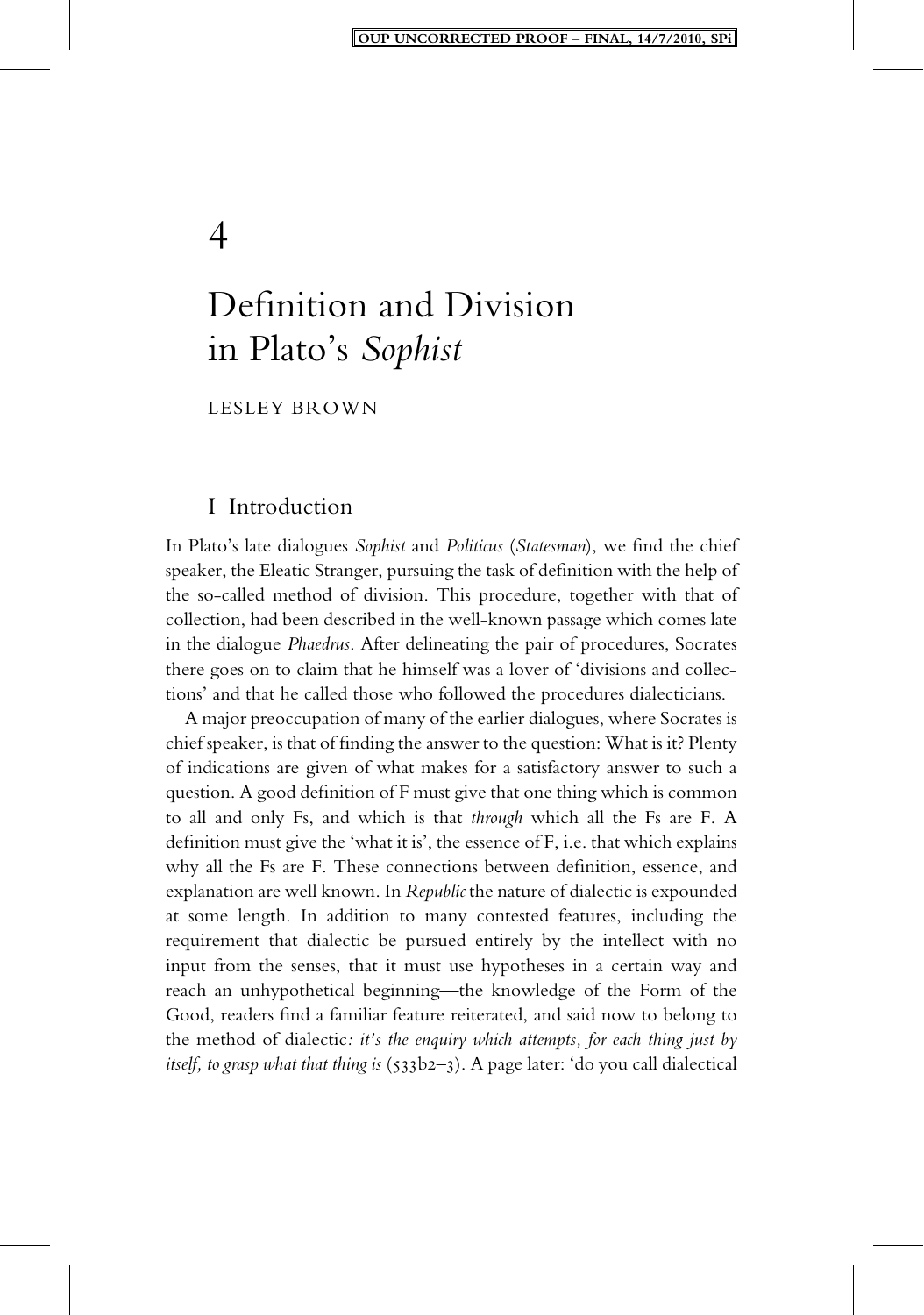# 4

# Definition and Division in Plato's *Sophist*

LESLEY BROWN

## I Introduction

In Plato's late dialogues *Sophist* and *Politicus* (*Statesman*), we find the chief speaker, the Eleatic Stranger, pursuing the task of definition with the help of the so-called method of division. This procedure, together with that of collection, had been described in the well-known passage which comes late in the dialogue *Phaedrus*. After delineating the pair of procedures, Socrates there goes on to claim that he himself was a lover of 'divisions and collections' and that he called those who followed the procedures dialecticians.

A major preoccupation of many of the earlier dialogues, where Socrates is chief speaker, is that of finding the answer to the question: What is it? Plenty of indications are given of what makes for a satisfactory answer to such a question. A good definition of F must give that one thing which is common to all and only Fs, and which is that *through* which all the Fs are F. A definition must give the 'what it is', the essence of F, i.e. that which explains why all the Fs are F. These connections between definition, essence, and explanation are well known. In *Republic* the nature of dialectic is expounded at some length. In addition to many contested features, including the requirement that dialectic be pursued entirely by the intellect with no input from the senses, that it must use hypotheses in a certain way and reach an unhypothetical beginning—the knowledge of the Form of the Good, readers find a familiar feature reiterated, and said now to belong to the method of dialectic*: it's the enquiry which attempts, for each thing just by itself, to grasp what that thing is* (533b2–3). A page later: 'do you call dialectical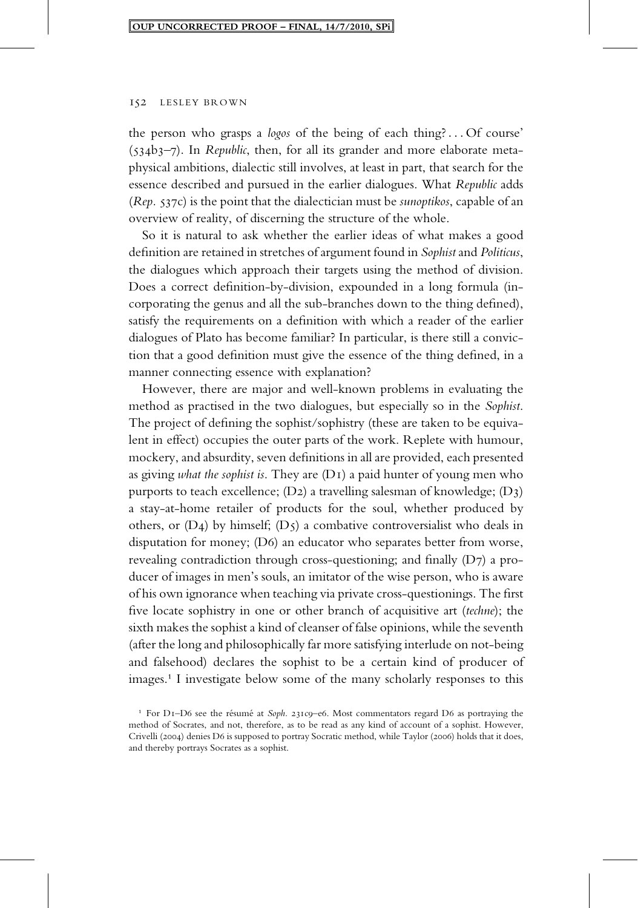the person who grasps a *logos* of the being of each thing? . . . Of course' (534b3–7). In *Republic*, then, for all its grander and more elaborate metaphysical ambitions, dialectic still involves, at least in part, that search for the essence described and pursued in the earlier dialogues. What *Republic* adds (*Rep.* 537c) is the point that the dialectician must be *sunoptikos*, capable of an overview of reality, of discerning the structure of the whole.

So it is natural to ask whether the earlier ideas of what makes a good definition are retained in stretches of argument found in *Sophist* and *Politicus*, the dialogues which approach their targets using the method of division. Does a correct definition-by-division, expounded in a long formula (incorporating the genus and all the sub-branches down to the thing defined), satisfy the requirements on a definition with which a reader of the earlier dialogues of Plato has become familiar? In particular, is there still a conviction that a good definition must give the essence of the thing defined, in a manner connecting essence with explanation?

However, there are major and well-known problems in evaluating the method as practised in the two dialogues, but especially so in the *Sophist*. The project of defining the sophist/sophistry (these are taken to be equivalent in effect) occupies the outer parts of the work. Replete with humour, mockery, and absurdity, seven definitions in all are provided, each presented as giving *what the sophist is*. They are (D1) a paid hunter of young men who purports to teach excellence; (D2) a travelling salesman of knowledge; (D3) a stay-at-home retailer of products for the soul, whether produced by others, or (D4) by himself; (D5) a combative controversialist who deals in disputation for money; (D6) an educator who separates better from worse, revealing contradiction through cross-questioning; and finally (D7) a producer of images in men's souls, an imitator of the wise person, who is aware of his own ignorance when teaching via private cross-questionings. The first five locate sophistry in one or other branch of acquisitive art (*techne*); the sixth makes the sophist a kind of cleanser of false opinions, while the seventh (after the long and philosophically far more satisfying interlude on not-being and falsehood) declares the sophist to be a certain kind of producer of images.[1] I investigate below some of the many scholarly responses to this

[1] For D1–D6 see the résumé at *Soph.* 231c9–e6. Most commentators regard D6 as portraying the method of Socrates, and not, therefore, as to be read as any kind of account of a sophist. However, Crivelli (2004) denies D6 is supposed to portray Socratic method, while Taylor (2006) holds that it does, and thereby portrays Socrates as a sophist.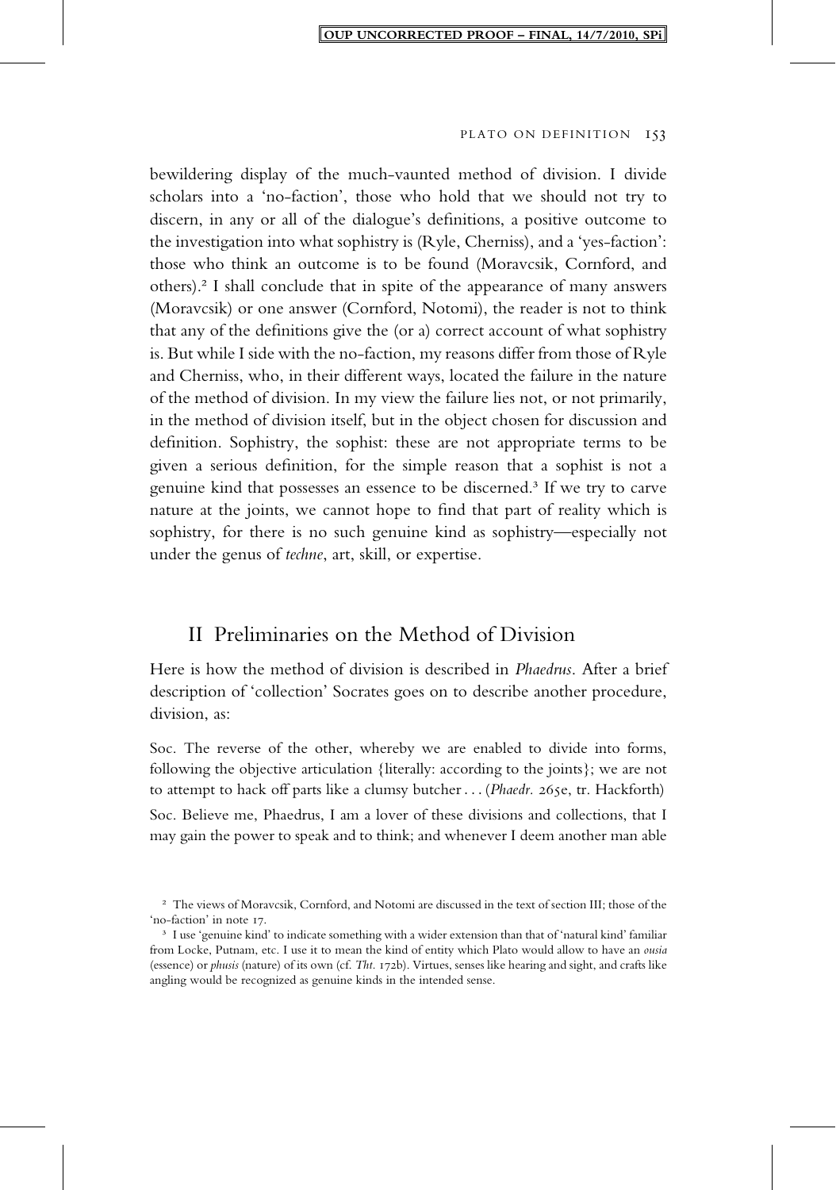bewildering display of the much-vaunted method of division. I divide scholars into a 'no-faction', those who hold that we should not try to discern, in any or all of the dialogue's definitions, a positive outcome to the investigation into what sophistry is (Ryle, Cherniss), and a 'yes-faction': those who think an outcome is to be found (Moravcsik, Cornford, and others).[2] I shall conclude that in spite of the appearance of many answers (Moravcsik) or one answer (Cornford, Notomi), the reader is not to think that any of the definitions give the (or a) correct account of what sophistry is. But while I side with the no-faction, my reasons differ from those of Ryle and Cherniss, who, in their different ways, located the failure in the nature of the method of division. In my view the failure lies not, or not primarily, in the method of division itself, but in the object chosen for discussion and definition. Sophistry, the sophist: these are not appropriate terms to be given a serious definition, for the simple reason that a sophist is not a genuine kind that possesses an essence to be discerned.[3] If we try to carve nature at the joints, we cannot hope to find that part of reality which is sophistry, for there is no such genuine kind as sophistry—especially not under the genus of *techne*, art, skill, or expertise.

## II Preliminaries on the Method of Division

Here is how the method of division is described in *Phaedrus*. After a brief description of 'collection' Socrates goes on to describe another procedure, division, as:

Soc. The reverse of the other, whereby we are enabled to divide into forms, following the objective articulation {literally: according to the joints}; we are not to attempt to hack off parts like a clumsy butcher . . . (*Phaedr.* 265e, tr. Hackforth)

Soc. Believe me, Phaedrus, I am a lover of these divisions and collections, that I may gain the power to speak and to think; and whenever I deem another man able

[2] The views of Moravcsik, Cornford, and Notomi are discussed in the text of section III; those of the 'no-faction' in note 17.

[3] I use 'genuine kind' to indicate something with a wider extension than that of 'natural kind' familiar from Locke, Putnam, etc. I use it to mean the kind of entity which Plato would allow to have an *ousia* (essence) or *phusis* (nature) of its own (cf. *Tht.* 172b). Virtues, senses like hearing and sight, and crafts like angling would be recognized as genuine kinds in the intended sense.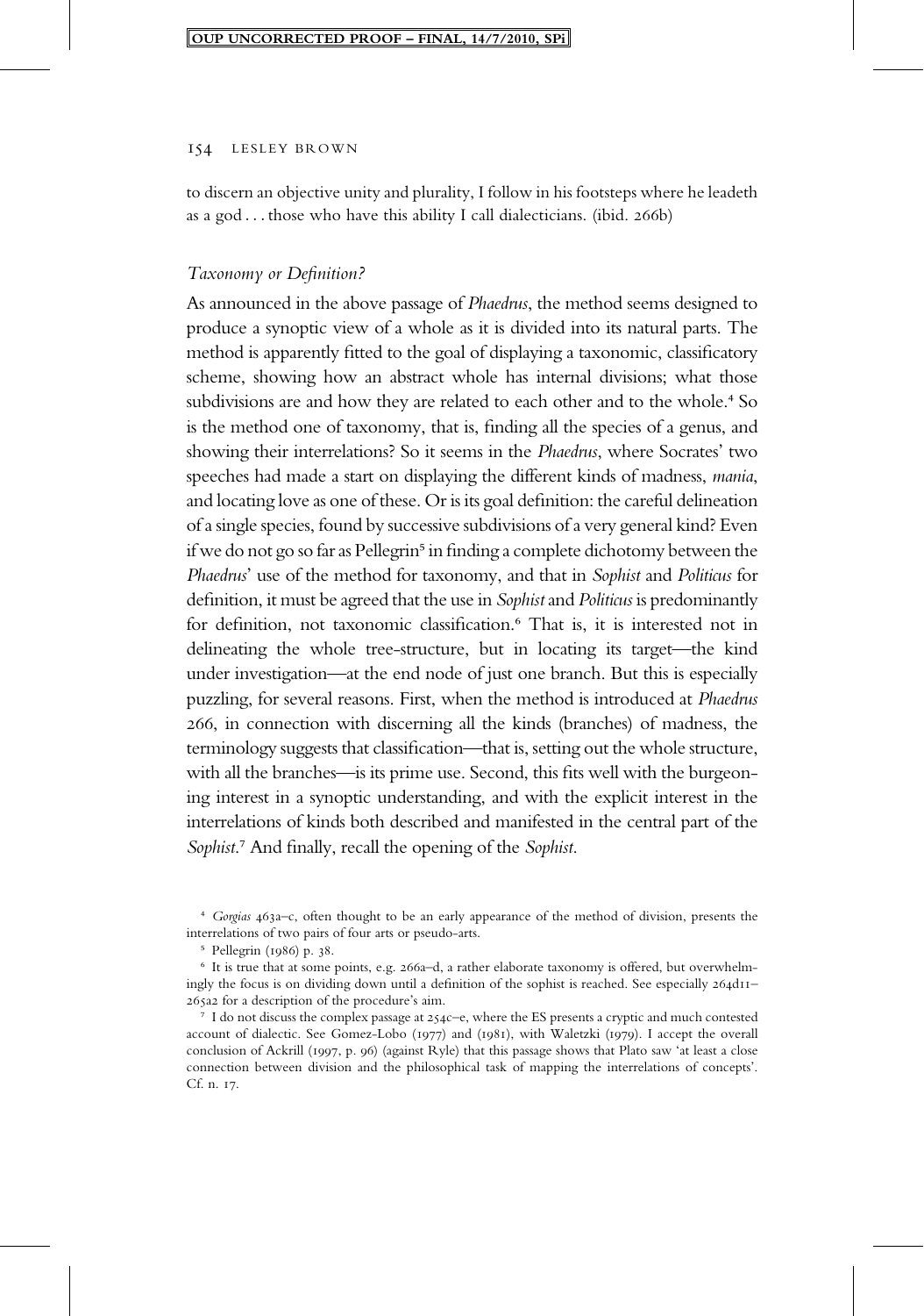to discern an objective unity and plurality, I follow in his footsteps where he leadeth as a god . . . those who have this ability I call dialecticians. (ibid. 266b)

### *Taxonomy or Definition?*

As announced in the above passage of *Phaedrus*, the method seems designed to produce a synoptic view of a whole as it is divided into its natural parts. The method is apparently fitted to the goal of displaying a taxonomic, classificatory scheme, showing how an abstract whole has internal divisions; what those subdivisions are and how they are related to each other and to the whole.[4] So is the method one of taxonomy, that is, finding all the species of a genus, and showing their interrelations? So it seems in the *Phaedrus*, where Socrates' two speeches had made a start on displaying the different kinds of madness, *mania*, and locating love as one of these. Or is its goal definition: the careful delineation of a single species, found by successive subdivisions of a very general kind? Even if we do not go so far as Pellegrin[5] in finding a complete dichotomy between the *Phaedrus*' use of the method for taxonomy, and that in *Sophist* and *Politicus* for definition, it must be agreed that the use in *Sophist* and *Politicus* is predominantly for definition, not taxonomic classification.[6] That is, it is interested not in delineating the whole tree-structure, but in locating its target—the kind under investigation—at the end node of just one branch. But this is especially puzzling, for several reasons. First, when the method is introduced at *Phaedrus* 266, in connection with discerning all the kinds (branches) of madness, the terminology suggests that classification—that is, setting out the whole structure, with all the branches—is its prime use. Second, this fits well with the burgeoning interest in a synoptic understanding, and with the explicit interest in the interrelations of kinds both described and manifested in the central part of the *Sophist*.[7] And finally, recall the opening of the *Sophist*.

---

[4] *Gorgias* 463a–c, often thought to be an early appearance of the method of division, presents the interrelations of two pairs of four arts or pseudo-arts.

[5] Pellegrin (1986) p. 38.

[6] It is true that at some points, e.g. 266a–d, a rather elaborate taxonomy is offered, but overwhelmingly the focus is on dividing down until a definition of the sophist is reached. See especially 264d11–265a2 for a description of the procedure's aim.

[7] I do not discuss the complex passage at 254c–e, where the ES presents a cryptic and much contested account of dialectic. See Gomez-Lobo (1977) and (1981), with Waletzki (1979). I accept the overall conclusion of Ackrill (1997, p. 96) (against Ryle) that this passage shows that Plato saw 'at least a close connection between division and the philosophical task of mapping the interrelations of concepts'. Cf. n. 17.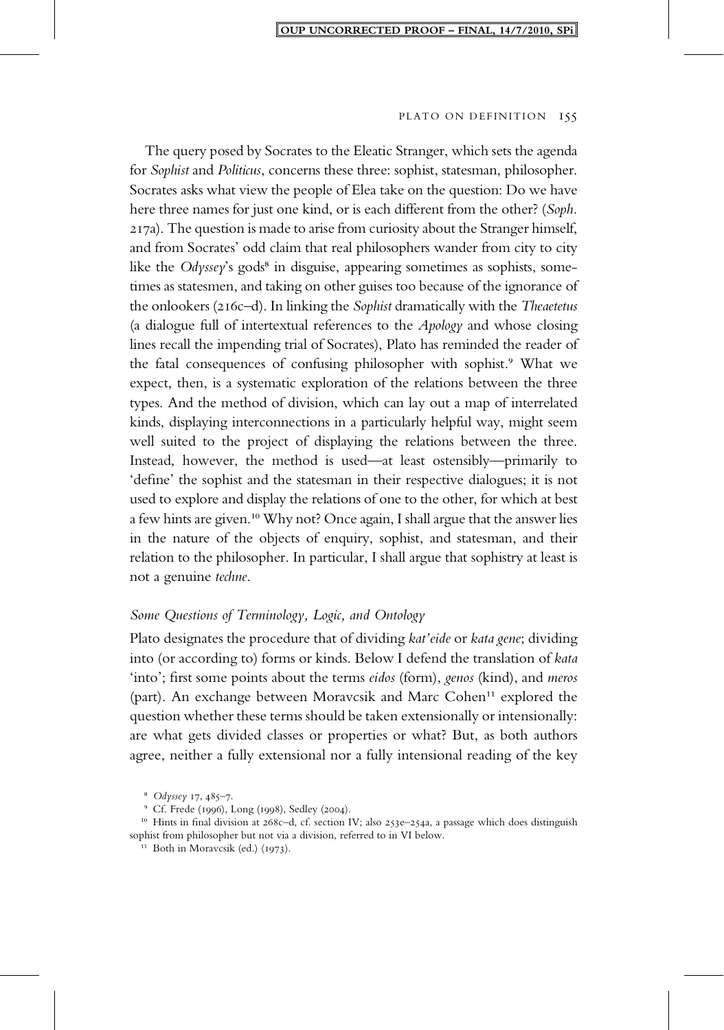The query posed by Socrates to the Eleatic Stranger, which sets the agenda for *Sophist* and *Politicus*, concerns these three: sophist, statesman, philosopher. Socrates asks what view the people of Elea take on the question: Do we have here three names for just one kind, or is each different from the other? (*Soph.* 217a). The question is made to arise from curiosity about the Stranger himself, and from Socrates' odd claim that real philosophers wander from city to city like the *Odyssey*'s gods[8] in disguise, appearing sometimes as sophists, sometimes as statesmen, and taking on other guises too because of the ignorance of the onlookers (216c–d). In linking the *Sophist* dramatically with the *Theaetetus* (a dialogue full of intertextual references to the *Apology* and whose closing lines recall the impending trial of Socrates), Plato has reminded the reader of the fatal consequences of confusing philosopher with sophist.[9] What we expect, then, is a systematic exploration of the relations between the three types. And the method of division, which can lay out a map of interrelated kinds, displaying interconnections in a particularly helpful way, might seem well suited to the project of displaying the relations between the three. Instead, however, the method is used—at least ostensibly—primarily to 'define' the sophist and the statesman in their respective dialogues; it is not used to explore and display the relations of one to the other, for which at best a few hints are given.[10] Why not? Once again, I shall argue that the answer lies in the nature of the objects of enquiry, sophist, and statesman, and their relation to the philosopher. In particular, I shall argue that sophistry at least is not a genuine *techne*.

### *Some Questions of Terminology, Logic, and Ontology*

Plato designates the procedure that of dividing *kat'eide* or *kata gene*; dividing into (or according to) forms or kinds. Below I defend the translation of *kata* 'into'; first some points about the terms *eidos* (form), *genos* (kind), and *meros* (part). An exchange between Moravcsik and Marc Cohen[11] explored the question whether these terms should be taken extensionally or intensionally: are what gets divided classes or properties or what? But, as both authors agree, neither a fully extensional nor a fully intensional reading of the key

[8] *Odyssey* 17, 485–7.

[9] Cf. Frede (1996), Long (1998), Sedley (2004).

[10] Hints in final division at 268c–d, cf. section IV; also 253e–254a, a passage which does distinguish sophist from philosopher but not via a division, referred to in VI below.

[11] Both in Moravcsik (ed.) (1973).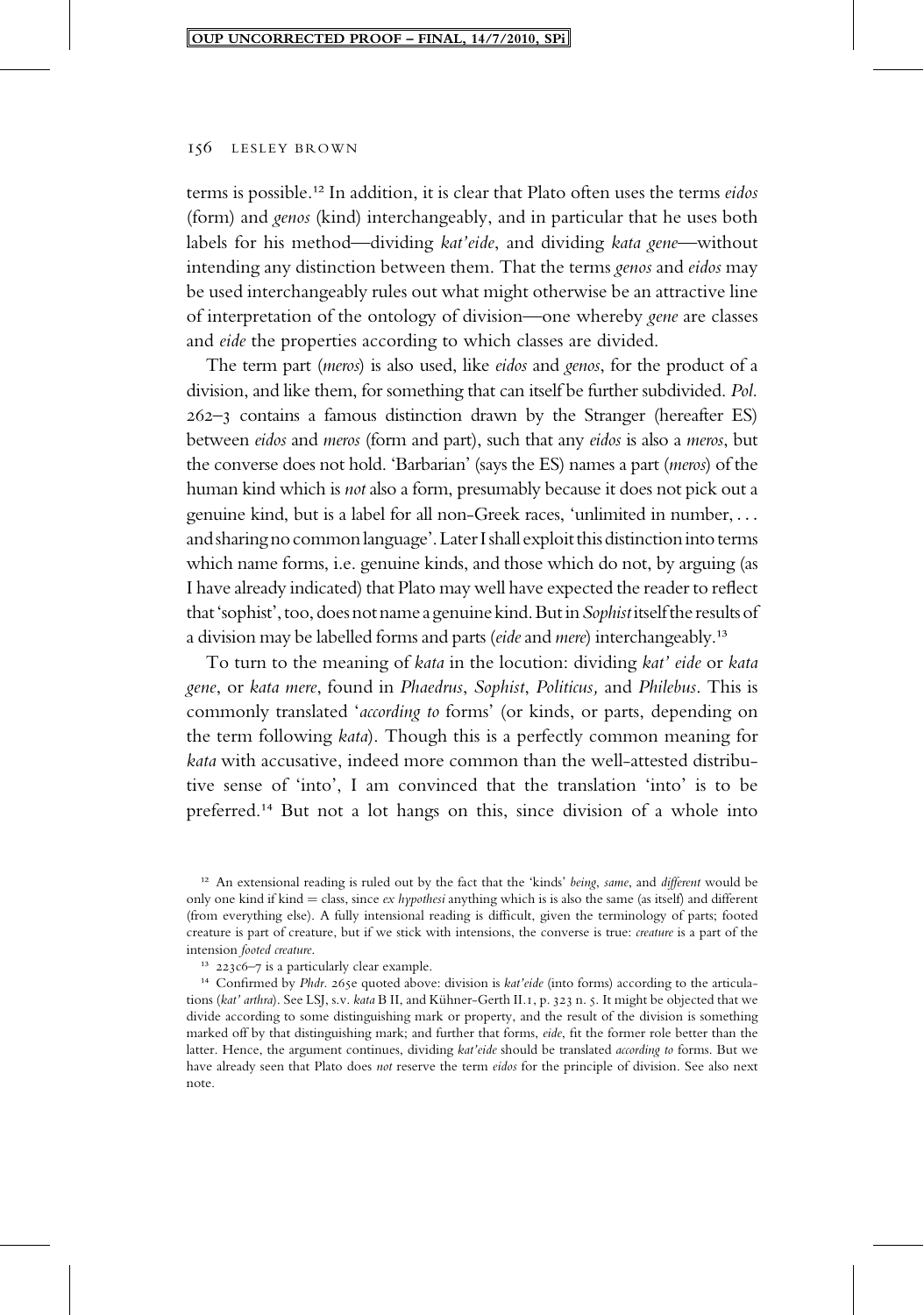terms is possible.[12] In addition, it is clear that Plato often uses the terms *eidos* (form) and *genos* (kind) interchangeably, and in particular that he uses both labels for his method—dividing *kat'eide*, and dividing *kata gene*—without intending any distinction between them. That the terms *genos* and *eidos* may be used interchangeably rules out what might otherwise be an attractive line of interpretation of the ontology of division—one whereby *gene* are classes and *eide* the properties according to which classes are divided.

The term part (*meros*) is also used, like *eidos* and *genos*, for the product of a division, and like them, for something that can itself be further subdivided. *Pol.* 262–3 contains a famous distinction drawn by the Stranger (hereafter ES) between *eidos* and *meros* (form and part), such that any *eidos* is also a *meros*, but the converse does not hold. 'Barbarian' (says the ES) names a part (*meros*) of the human kind which is *not* also a form, presumably because it does not pick out a genuine kind, but is a label for all non-Greek races, 'unlimited in number, . . . and sharing no common language'. Later I shall exploit this distinction into terms which name forms, i.e. genuine kinds, and those which do not, by arguing (as I have already indicated) that Plato may well have expected the reader to reflect that 'sophist', too, does not name a genuine kind. But in *Sophist* itself the results of a division may be labelled forms and parts (*eide* and *mere*) interchangeably.[13]

To turn to the meaning of *kata* in the locution: dividing *kat' eide* or *kata gene*, or *kata mere*, found in *Phaedrus*, *Sophist*, *Politicus,* and *Philebus*. This is commonly translated '*according to* forms' (or kinds, or parts, depending on the term following *kata*). Though this is a perfectly common meaning for *kata* with accusative, indeed more common than the well-attested distributive sense of 'into', I am convinced that the translation 'into' is to be preferred.[14] But not a lot hangs on this, since division of a whole into

[12] An extensional reading is ruled out by the fact that the 'kinds' *being*, *same*, and *different* would be only one kind if kind = class, since *ex hypothesi* anything which is is also the same (as itself) and different (from everything else). A fully intensional reading is difficult, given the terminology of parts; footed creature is part of creature, but if we stick with intensions, the converse is true: *creature* is a part of the intension *footed creature*.

[13] 223c6–7 is a particularly clear example.

[14] Confirmed by *Phdr.* 265e quoted above: division is *kat'eide* (into forms) according to the articulations (*kat' arthra*). See LSJ, s.v. *kata* B II, and Kühner-Gerth II.1, p. 323 n. 5. It might be objected that we divide according to some distinguishing mark or property, and the result of the division is something marked off by that distinguishing mark; and further that forms, *eide*, fit the former role better than the latter. Hence, the argument continues, dividing *kat'eide* should be translated *according to* forms. But we have already seen that Plato does *not* reserve the term *eidos* for the principle of division. See also next note.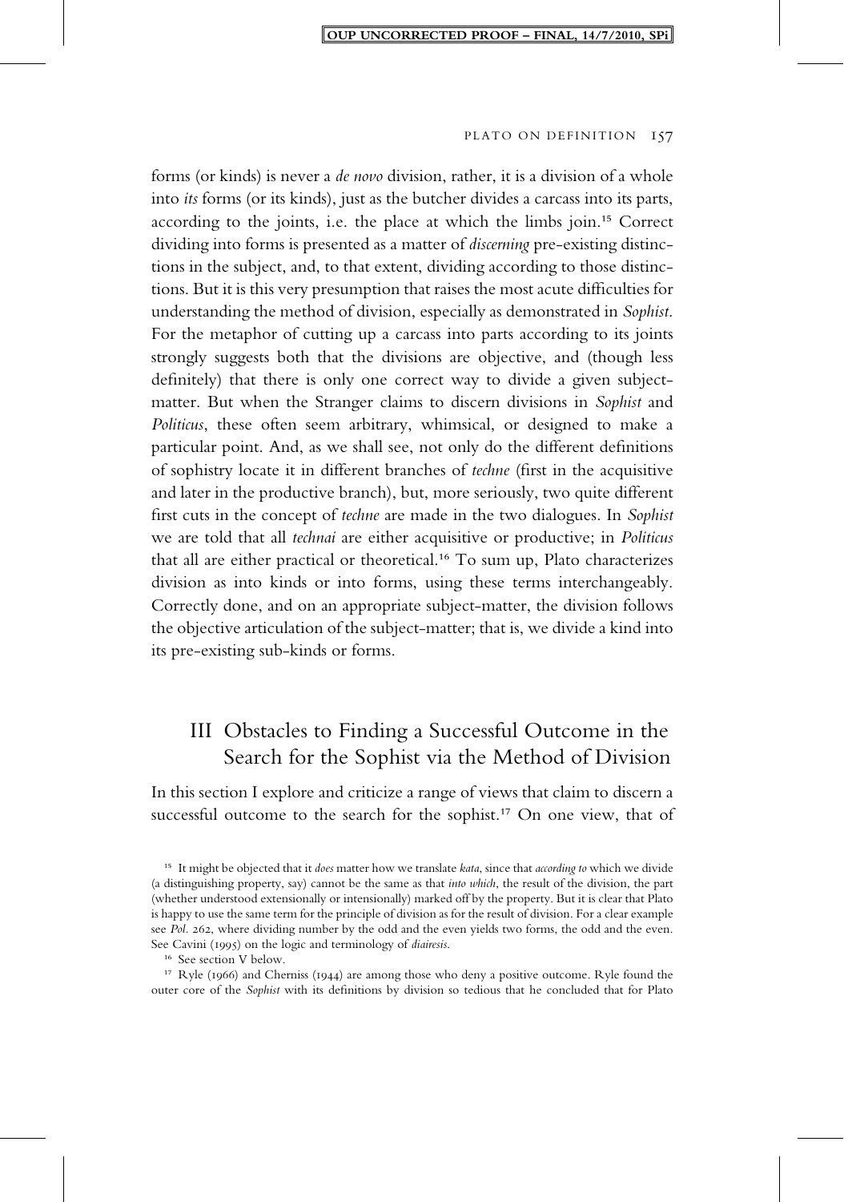forms (or kinds) is never a *de novo* division, rather, it is a division of a whole into *its* forms (or its kinds), just as the butcher divides a carcass into its parts, according to the joints, i.e. the place at which the limbs join.[15] Correct dividing into forms is presented as a matter of *discerning* pre-existing distinctions in the subject, and, to that extent, dividing according to those distinctions. But it is this very presumption that raises the most acute difficulties for understanding the method of division, especially as demonstrated in *Sophist*. For the metaphor of cutting up a carcass into parts according to its joints strongly suggests both that the divisions are objective, and (though less definitely) that there is only one correct way to divide a given subject-matter. But when the Stranger claims to discern divisions in *Sophist* and *Politicus*, these often seem arbitrary, whimsical, or designed to make a particular point. And, as we shall see, not only do the different definitions of sophistry locate it in different branches of *techne* (first in the acquisitive and later in the productive branch), but, more seriously, two quite different first cuts in the concept of *techne* are made in the two dialogues. In *Sophist* we are told that all *technai* are either acquisitive or productive; in *Politicus* that all are either practical or theoretical.[16] To sum up, Plato characterizes division as into kinds or into forms, using these terms interchangeably. Correctly done, and on an appropriate subject-matter, the division follows the objective articulation of the subject-matter; that is, we divide a kind into its pre-existing sub-kinds or forms.

## III Obstacles to Finding a Successful Outcome in the Search for the Sophist via the Method of Division

In this section I explore and criticize a range of views that claim to discern a successful outcome to the search for the sophist.[17] On one view, that of

[15] It might be objected that it *does* matter how we translate *kata*, since that *according to* which we divide (a distinguishing property, say) cannot be the same as that *into which*, the result of the division, the part (whether understood extensionally or intensionally) marked off by the property. But it is clear that Plato is happy to use the same term for the principle of division as for the result of division. For a clear example see *Pol.* 262, where dividing number by the odd and the even yields two forms, the odd and the even. See Cavini (1995) on the logic and terminology of *diairesis*.

[16] See section V below.

[17] Ryle (1966) and Cherniss (1944) are among those who deny a positive outcome. Ryle found the outer core of the *Sophist* with its definitions by division so tedious that he concluded that for Plato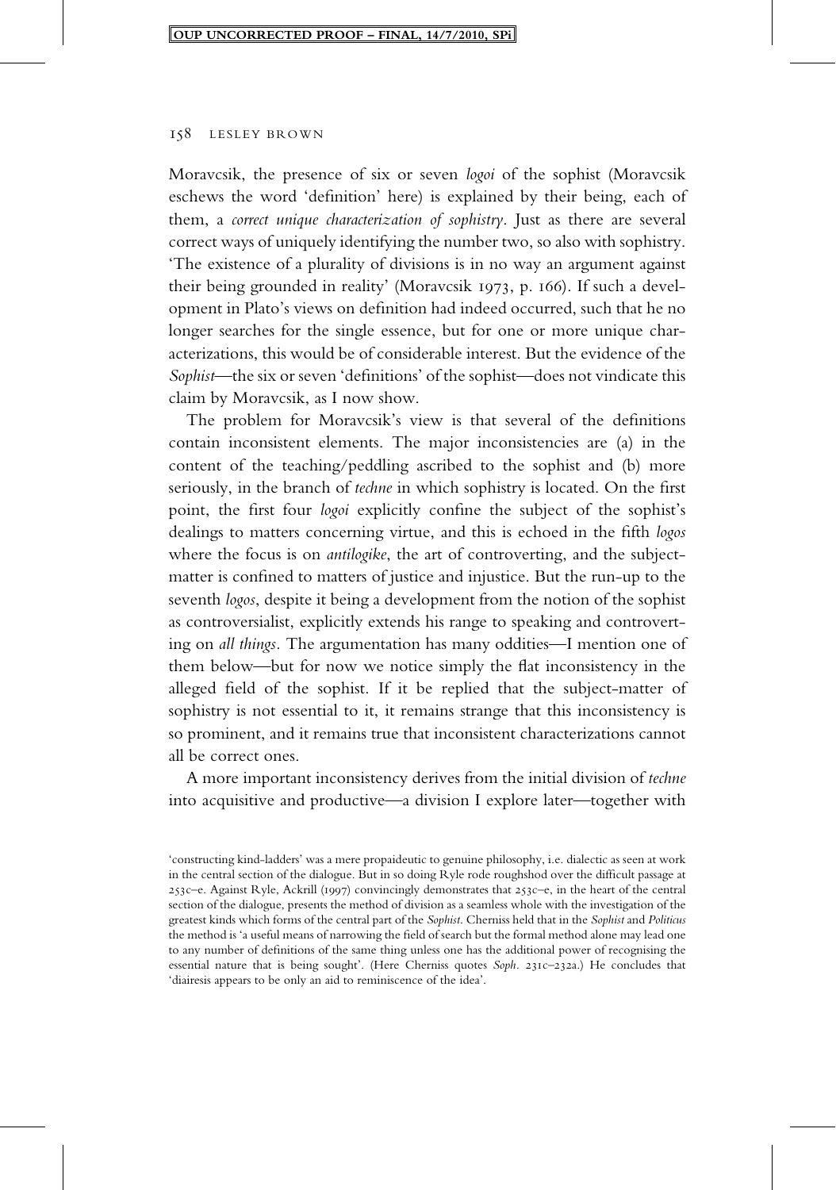Moravcsik, the presence of six or seven *logoi* of the sophist (Moravcsik eschews the word 'definition' here) is explained by their being, each of them, a *correct unique characterization of sophistry*. Just as there are several correct ways of uniquely identifying the number two, so also with sophistry. 'The existence of a plurality of divisions is in no way an argument against their being grounded in reality' (Moravcsik 1973, p. 166). If such a development in Plato's views on definition had indeed occurred, such that he no longer searches for the single essence, but for one or more unique characterizations, this would be of considerable interest. But the evidence of the *Sophist*—the six or seven 'definitions' of the sophist—does not vindicate this claim by Moravcsik, as I now show.

The problem for Moravcsik's view is that several of the definitions contain inconsistent elements. The major inconsistencies are (a) in the content of the teaching/peddling ascribed to the sophist and (b) more seriously, in the branch of *techne* in which sophistry is located. On the first point, the first four *logoi* explicitly confine the subject of the sophist's dealings to matters concerning virtue, and this is echoed in the fifth *logos* where the focus is on *antilogike*, the art of controverting, and the subject-matter is confined to matters of justice and injustice. But the run-up to the seventh *logos*, despite it being a development from the notion of the sophist as controversialist, explicitly extends his range to speaking and controverting on *all things*. The argumentation has many oddities—I mention one of them below—but for now we notice simply the flat inconsistency in the alleged field of the sophist. If it be replied that the subject-matter of sophistry is not essential to it, it remains strange that this inconsistency is so prominent, and it remains true that inconsistent characterizations cannot all be correct ones.

A more important inconsistency derives from the initial division of *techne* into acquisitive and productive—a division I explore later—together with

'constructing kind-ladders' was a mere propaideutic to genuine philosophy, i.e. dialectic as seen at work in the central section of the dialogue. But in so doing Ryle rode roughshod over the difficult passage at 253c–e. Against Ryle, Ackrill (1997) convincingly demonstrates that 253c–e, in the heart of the central section of the dialogue, presents the method of division as a seamless whole with the investigation of the greatest kinds which forms of the central part of the *Sophist*. Cherniss held that in the *Sophist* and *Politicus* the method is 'a useful means of narrowing the field of search but the formal method alone may lead one to any number of definitions of the same thing unless one has the additional power of recognising the essential nature that is being sought'. (Here Cherniss quotes *Soph.* 231c–232a.) He concludes that 'diairesis appears to be only an aid to reminiscence of the idea'.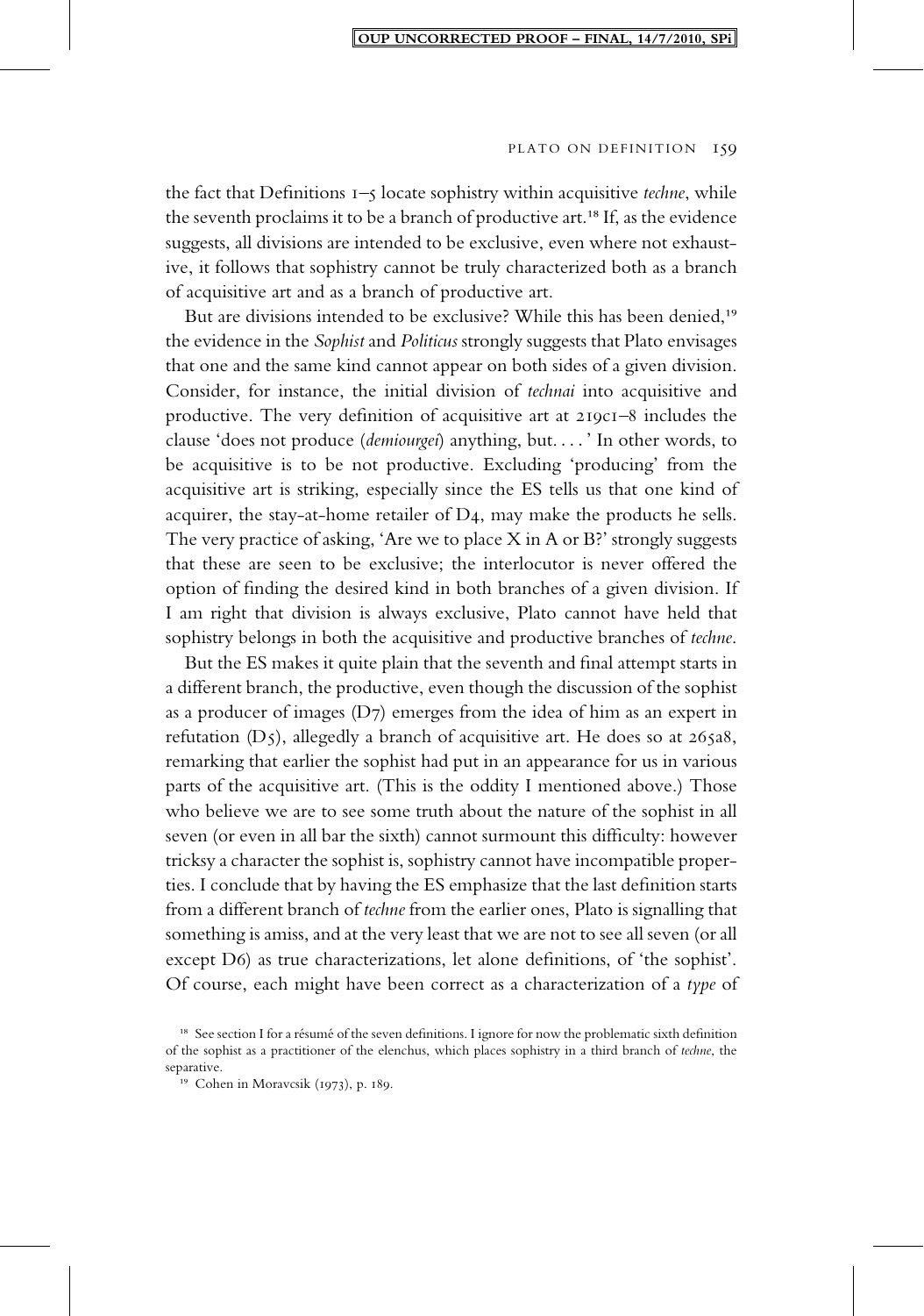the fact that Definitions 1–5 locate sophistry within acquisitive *techne*, while the seventh proclaims it to be a branch of productive art.[18] If, as the evidence suggests, all divisions are intended to be exclusive, even where not exhaustive, it follows that sophistry cannot be truly characterized both as a branch of acquisitive art and as a branch of productive art.

But are divisions intended to be exclusive? While this has been denied,[19] the evidence in the *Sophist* and *Politicus* strongly suggests that Plato envisages that one and the same kind cannot appear on both sides of a given division. Consider, for instance, the initial division of *technai* into acquisitive and productive. The very definition of acquisitive art at 219c1–8 includes the clause 'does not produce (*demiourgei*) anything, but. . . . ' In other words, to be acquisitive is to be not productive. Excluding 'producing' from the acquisitive art is striking, especially since the ES tells us that one kind of acquirer, the stay-at-home retailer of D4, may make the products he sells. The very practice of asking, 'Are we to place X in A or B?' strongly suggests that these are seen to be exclusive; the interlocutor is never offered the option of finding the desired kind in both branches of a given division. If I am right that division is always exclusive, Plato cannot have held that sophistry belongs in both the acquisitive and productive branches of *techne*.

But the ES makes it quite plain that the seventh and final attempt starts in a different branch, the productive, even though the discussion of the sophist as a producer of images (D7) emerges from the idea of him as an expert in refutation (D5), allegedly a branch of acquisitive art. He does so at 265a8, remarking that earlier the sophist had put in an appearance for us in various parts of the acquisitive art. (This is the oddity I mentioned above.) Those who believe we are to see some truth about the nature of the sophist in all seven (or even in all bar the sixth) cannot surmount this difficulty: however tricksy a character the sophist is, sophistry cannot have incompatible properties. I conclude that by having the ES emphasize that the last definition starts from a different branch of *techne* from the earlier ones, Plato is signalling that something is amiss, and at the very least that we are not to see all seven (or all except D6) as true characterizations, let alone definitions, of 'the sophist'. Of course, each might have been correct as a characterization of a *type* of

[18] See section I for a résumé of the seven definitions. I ignore for now the problematic sixth definition of the sophist as a practitioner of the elenchus, which places sophistry in a third branch of *techne*, the separative.

[19] Cohen in Moravcsik (1973), p. 189.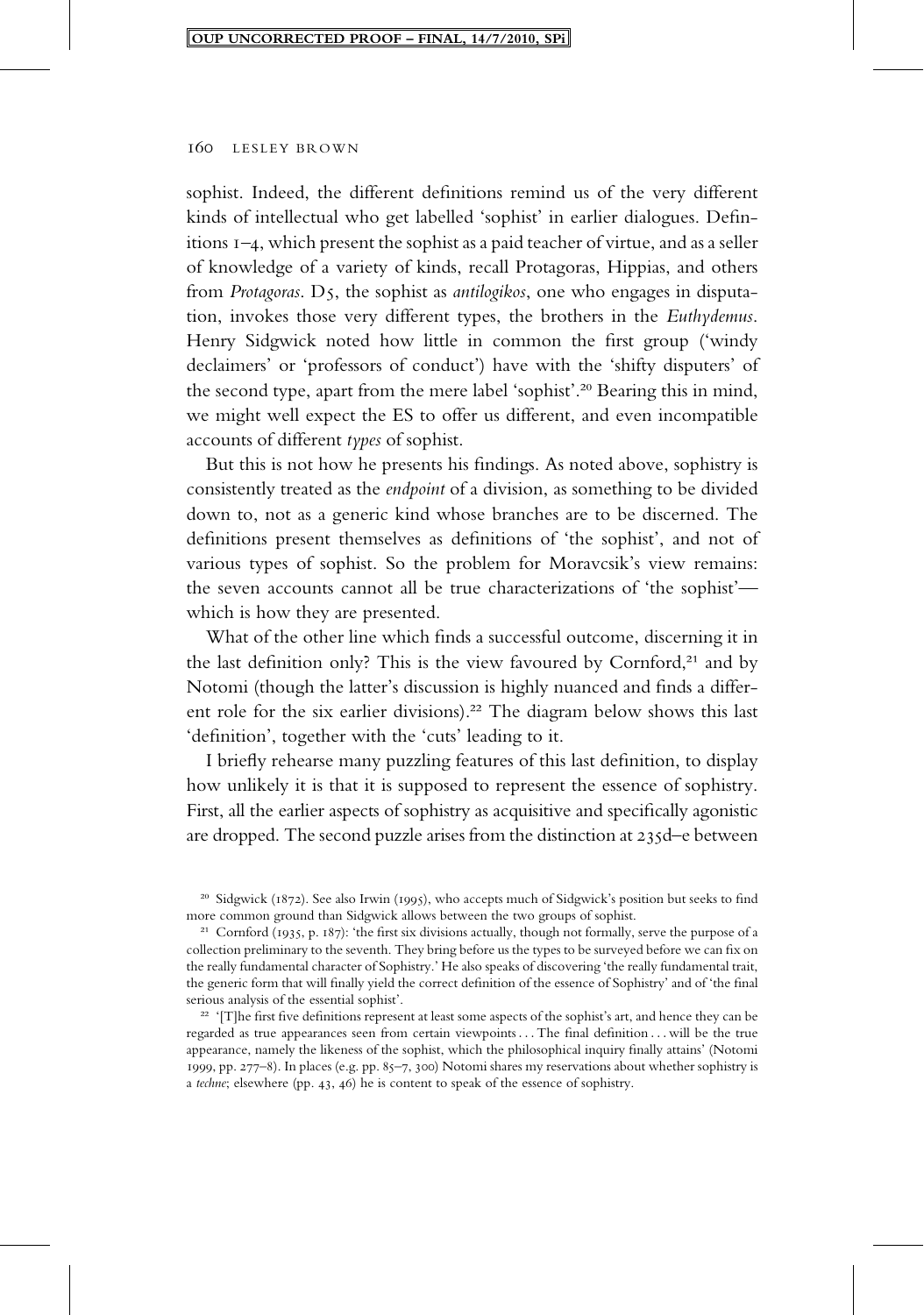sophist. Indeed, the different definitions remind us of the very different kinds of intellectual who get labelled 'sophist' in earlier dialogues. Definitions 1–4, which present the sophist as a paid teacher of virtue, and as a seller of knowledge of a variety of kinds, recall Protagoras, Hippias, and others from *Protagoras*. D5, the sophist as *antilogikos*, one who engages in disputation, invokes those very different types, the brothers in the *Euthydemus*. Henry Sidgwick noted how little in common the first group ('windy declaimers' or 'professors of conduct') have with the 'shifty disputers' of the second type, apart from the mere label 'sophist'.[20] Bearing this in mind, we might well expect the ES to offer us different, and even incompatible accounts of different *types* of sophist.

But this is not how he presents his findings. As noted above, sophistry is consistently treated as the *endpoint* of a division, as something to be divided down to, not as a generic kind whose branches are to be discerned. The definitions present themselves as definitions of 'the sophist', and not of various types of sophist. So the problem for Moravcsik's view remains: the seven accounts cannot all be true characterizations of 'the sophist'—which is how they are presented.

What of the other line which finds a successful outcome, discerning it in the last definition only? This is the view favoured by Cornford,[21] and by Notomi (though the latter's discussion is highly nuanced and finds a different role for the six earlier divisions).[22] The diagram below shows this last 'definition', together with the 'cuts' leading to it.

I briefly rehearse many puzzling features of this last definition, to display how unlikely it is that it is supposed to represent the essence of sophistry. First, all the earlier aspects of sophistry as acquisitive and specifically agonistic are dropped. The second puzzle arises from the distinction at 235d–e between

---

[20] Sidgwick (1872). See also Irwin (1995), who accepts much of Sidgwick's position but seeks to find more common ground than Sidgwick allows between the two groups of sophist.

[21] Cornford (1935, p. 187): 'the first six divisions actually, though not formally, serve the purpose of a collection preliminary to the seventh. They bring before us the types to be surveyed before we can fix on the really fundamental character of Sophistry.' He also speaks of discovering 'the really fundamental trait, the generic form that will finally yield the correct definition of the essence of Sophistry' and of 'the final serious analysis of the essential sophist'.

[22] '[T]he first five definitions represent at least some aspects of the sophist's art, and hence they can be regarded as true appearances seen from certain viewpoints . . . The final definition . . . will be the true appearance, namely the likeness of the sophist, which the philosophical inquiry finally attains' (Notomi 1999, pp. 277–8). In places (e.g. pp. 85–7, 300) Notomi shares my reservations about whether sophistry is a *techne*; elsewhere (pp. 43, 46) he is content to speak of the essence of sophistry.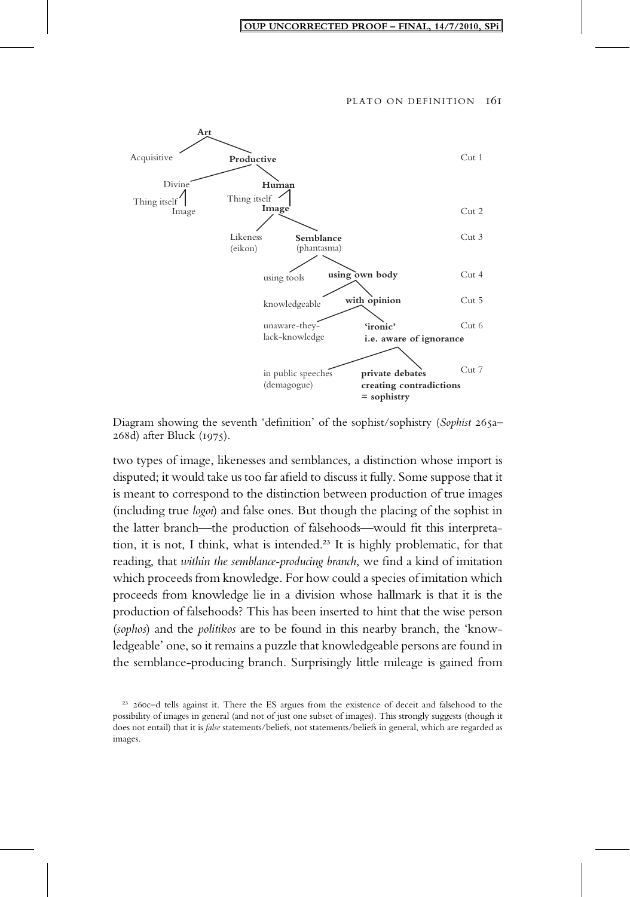Art

Acquisitive — **Productive** (Cut 1)

**Productive**: Divine — **Human**

Divine: Thing itself — Image

**Human**: Thing itself — **Image** (Cut 2)

**Image**: Likeness (eikon) — **Semblance** (phantasma) (Cut 3)

**Semblance**: using tools — **using own body** (Cut 4)

**using own body**: knowledgeable — **with opinion** (Cut 5)

**with opinion**: unaware-they-lack-knowledge — **'ironic' i.e. aware of ignorance** (Cut 6)

**'ironic'**: in public speeches (demagogue) — **private debates creating contradictions = sophistry** (Cut 7)

Diagram showing the seventh 'definition' of the sophist/sophistry (*Sophist* 265a–268d) after Bluck (1975).

two types of image, likenesses and semblances, a distinction whose import is disputed; it would take us too far afield to discuss it fully. Some suppose that it is meant to correspond to the distinction between production of true images (including true *logoi*) and false ones. But though the placing of the sophist in the latter branch—the production of falsehoods—would fit this interpretation, it is not, I think, what is intended.[23] It is highly problematic, for that reading, that *within the semblance-producing branch*, we find a kind of imitation which proceeds from knowledge. For how could a species of imitation which proceeds from knowledge lie in a division whose hallmark is that it is the production of falsehoods? This has been inserted to hint that the wise person (*sophos*) and the *politikos* are to be found in this nearby branch, the 'knowledgeable' one, so it remains a puzzle that knowledgeable persons are found in the semblance-producing branch. Surprisingly little mileage is gained from

[23] 260c–d tells against it. There the ES argues from the existence of deceit and falsehood to the possibility of images in general (and not of just one subset of images). This strongly suggests (though it does not entail) that it is *false* statements/beliefs, not statements/beliefs in general, which are regarded as images.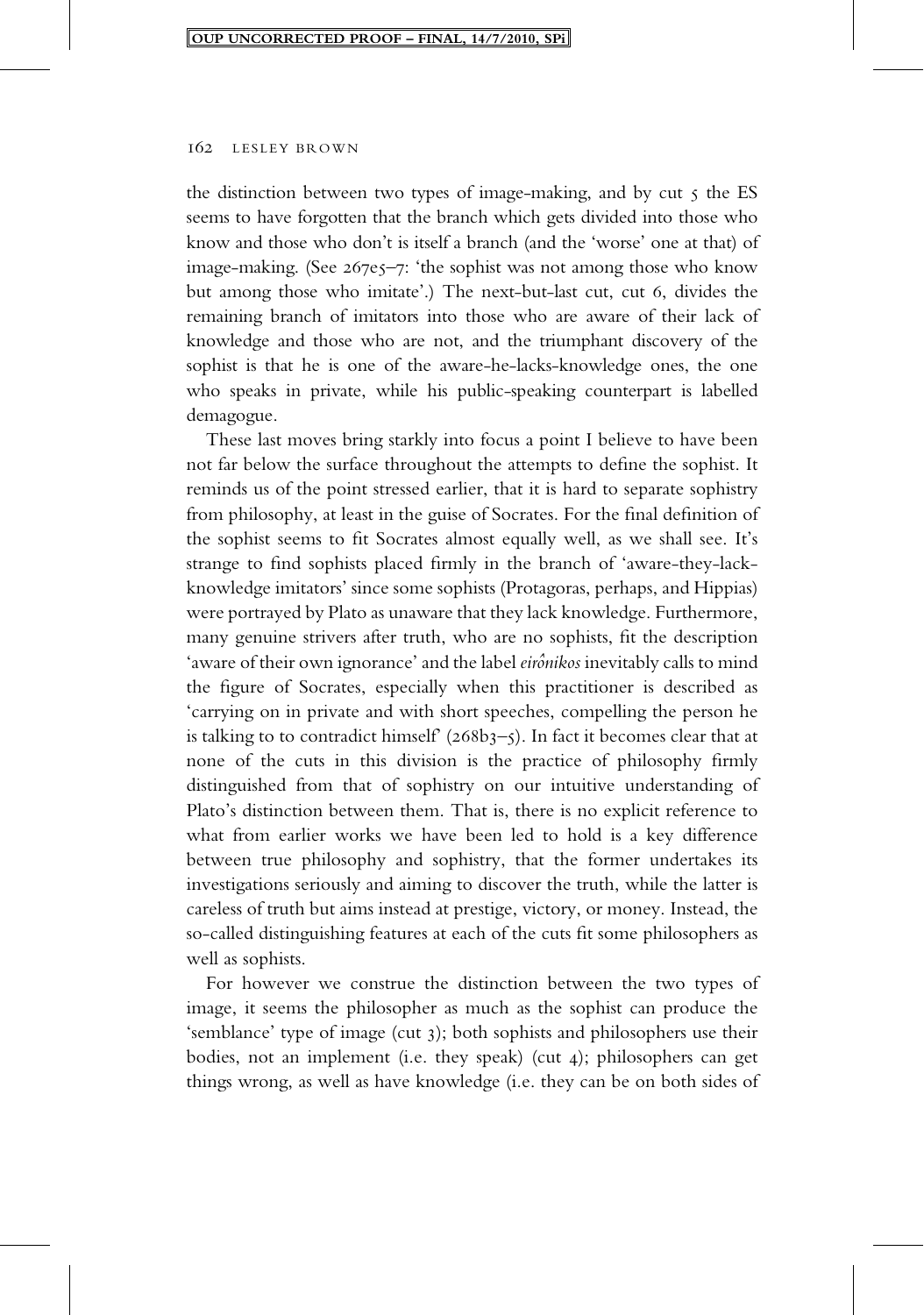the distinction between two types of image-making, and by cut 5 the ES seems to have forgotten that the branch which gets divided into those who know and those who don't is itself a branch (and the 'worse' one at that) of image-making. (See 267e5–7: 'the sophist was not among those who know but among those who imitate'.) The next-but-last cut, cut 6, divides the remaining branch of imitators into those who are aware of their lack of knowledge and those who are not, and the triumphant discovery of the sophist is that he is one of the aware-he-lacks-knowledge ones, the one who speaks in private, while his public-speaking counterpart is labelled demagogue.

These last moves bring starkly into focus a point I believe to have been not far below the surface throughout the attempts to define the sophist. It reminds us of the point stressed earlier, that it is hard to separate sophistry from philosophy, at least in the guise of Socrates. For the final definition of the sophist seems to fit Socrates almost equally well, as we shall see. It's strange to find sophists placed firmly in the branch of 'aware-they-lack-knowledge imitators' since some sophists (Protagoras, perhaps, and Hippias) were portrayed by Plato as unaware that they lack knowledge. Furthermore, many genuine strivers after truth, who are no sophists, fit the description 'aware of their own ignorance' and the label *eirônikos* inevitably calls to mind the figure of Socrates, especially when this practitioner is described as 'carrying on in private and with short speeches, compelling the person he is talking to to contradict himself' (268b3–5). In fact it becomes clear that at none of the cuts in this division is the practice of philosophy firmly distinguished from that of sophistry on our intuitive understanding of Plato's distinction between them. That is, there is no explicit reference to what from earlier works we have been led to hold is a key difference between true philosophy and sophistry, that the former undertakes its investigations seriously and aiming to discover the truth, while the latter is careless of truth but aims instead at prestige, victory, or money. Instead, the so-called distinguishing features at each of the cuts fit some philosophers as well as sophists.

For however we construe the distinction between the two types of image, it seems the philosopher as much as the sophist can produce the 'semblance' type of image (cut 3); both sophists and philosophers use their bodies, not an implement (i.e. they speak) (cut 4); philosophers can get things wrong, as well as have knowledge (i.e. they can be on both sides of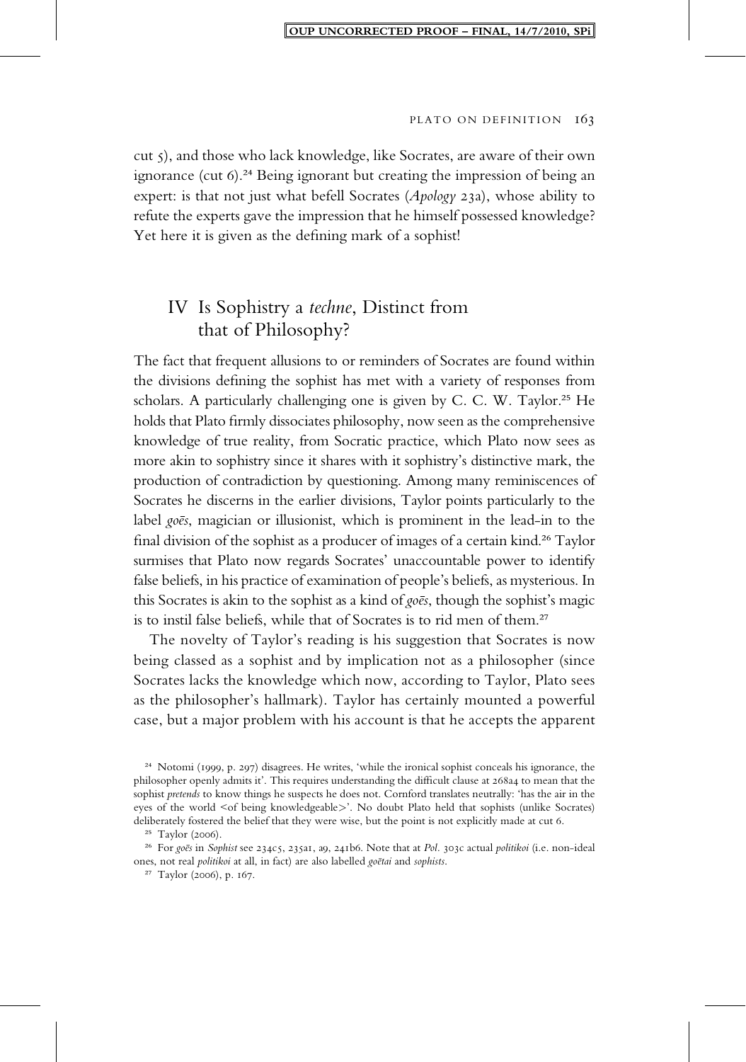cut 5), and those who lack knowledge, like Socrates, are aware of their own ignorance (cut 6).[24] Being ignorant but creating the impression of being an expert: is that not just what befell Socrates (*Apology* 23a), whose ability to refute the experts gave the impression that he himself possessed knowledge? Yet here it is given as the defining mark of a sophist!

## IV Is Sophistry a *techne*, Distinct from that of Philosophy?

The fact that frequent allusions to or reminders of Socrates are found within the divisions defining the sophist has met with a variety of responses from scholars. A particularly challenging one is given by C. C. W. Taylor.[25] He holds that Plato firmly dissociates philosophy, now seen as the comprehensive knowledge of true reality, from Socratic practice, which Plato now sees as more akin to sophistry since it shares with it sophistry's distinctive mark, the production of contradiction by questioning. Among many reminiscences of Socrates he discerns in the earlier divisions, Taylor points particularly to the label *goēs*, magician or illusionist, which is prominent in the lead-in to the final division of the sophist as a producer of images of a certain kind.[26] Taylor surmises that Plato now regards Socrates' unaccountable power to identify false beliefs, in his practice of examination of people's beliefs, as mysterious. In this Socrates is akin to the sophist as a kind of *goēs*, though the sophist's magic is to instil false beliefs, while that of Socrates is to rid men of them.[27]

The novelty of Taylor's reading is his suggestion that Socrates is now being classed as a sophist and by implication not as a philosopher (since Socrates lacks the knowledge which now, according to Taylor, Plato sees as the philosopher's hallmark). Taylor has certainly mounted a powerful case, but a major problem with his account is that he accepts the apparent

---

[24] Notomi (1999, p. 297) disagrees. He writes, 'while the ironical sophist conceals his ignorance, the philosopher openly admits it'. This requires understanding the difficult clause at 268a4 to mean that the sophist *pretends* to know things he suspects he does not. Cornford translates neutrally: 'has the air in the eyes of the world <of being knowledgeable>'. No doubt Plato held that sophists (unlike Socrates) deliberately fostered the belief that they were wise, but the point is not explicitly made at cut 6.

[25] Taylor (2006).

[26] For *goēs* in *Sophist* see 234c5, 235a1, a9, 241b6. Note that at *Pol.* 303c actual *politikoi* (i.e. non-ideal ones, not real *politikoi* at all, in fact) are also labelled *goētai* and *sophists*.

[27] Taylor (2006), p. 167.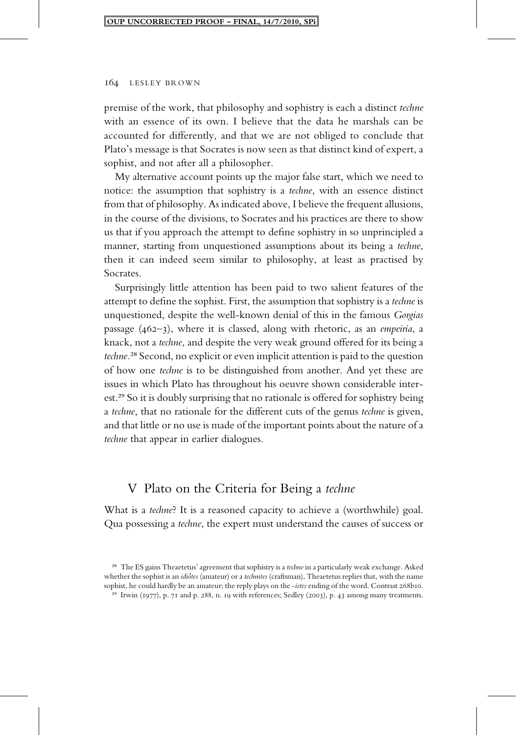premise of the work, that philosophy and sophistry is each a distinct *techne* with an essence of its own. I believe that the data he marshals can be accounted for differently, and that we are not obliged to conclude that Plato's message is that Socrates is now seen as that distinct kind of expert, a sophist, and not after all a philosopher.

My alternative account points up the major false start, which we need to notice: the assumption that sophistry is a *techne*, with an essence distinct from that of philosophy. As indicated above, I believe the frequent allusions, in the course of the divisions, to Socrates and his practices are there to show us that if you approach the attempt to define sophistry in so unprincipled a manner, starting from unquestioned assumptions about its being a *techne*, then it can indeed seem similar to philosophy, at least as practised by Socrates.

Surprisingly little attention has been paid to two salient features of the attempt to define the sophist. First, the assumption that sophistry is a *techne* is unquestioned, despite the well-known denial of this in the famous *Gorgias* passage (462–3), where it is classed, along with rhetoric, as an *empeiria*, a knack, not a *techne*, and despite the very weak ground offered for its being a *techne*.[28] Second, no explicit or even implicit attention is paid to the question of how one *techne* is to be distinguished from another. And yet these are issues in which Plato has throughout his oeuvre shown considerable interest.[29] So it is doubly surprising that no rationale is offered for sophistry being a *techne*, that no rationale for the different cuts of the genus *techne* is given, and that little or no use is made of the important points about the nature of a *techne* that appear in earlier dialogues.

## V Plato on the Criteria for Being a *techne*

What is a *techne*? It is a reasoned capacity to achieve a (worthwhile) goal. Qua possessing a *techne*, the expert must understand the causes of success or

---

[28] The ES gains Theaetetus' agreement that sophistry is a *techne* in a particularly weak exchange. Asked whether the sophist is an *idiôtes* (amateur) or a *technites* (craftsman), Theaetetus replies that, with the name sophist, he could hardly be an amateur; the reply plays on the *-istes* ending of the word. Contrast 268b10.

[29] Irwin (1977), p. 71 and p. 288, n. 19 with references; Sedley (2003), p. 43 among many treatments.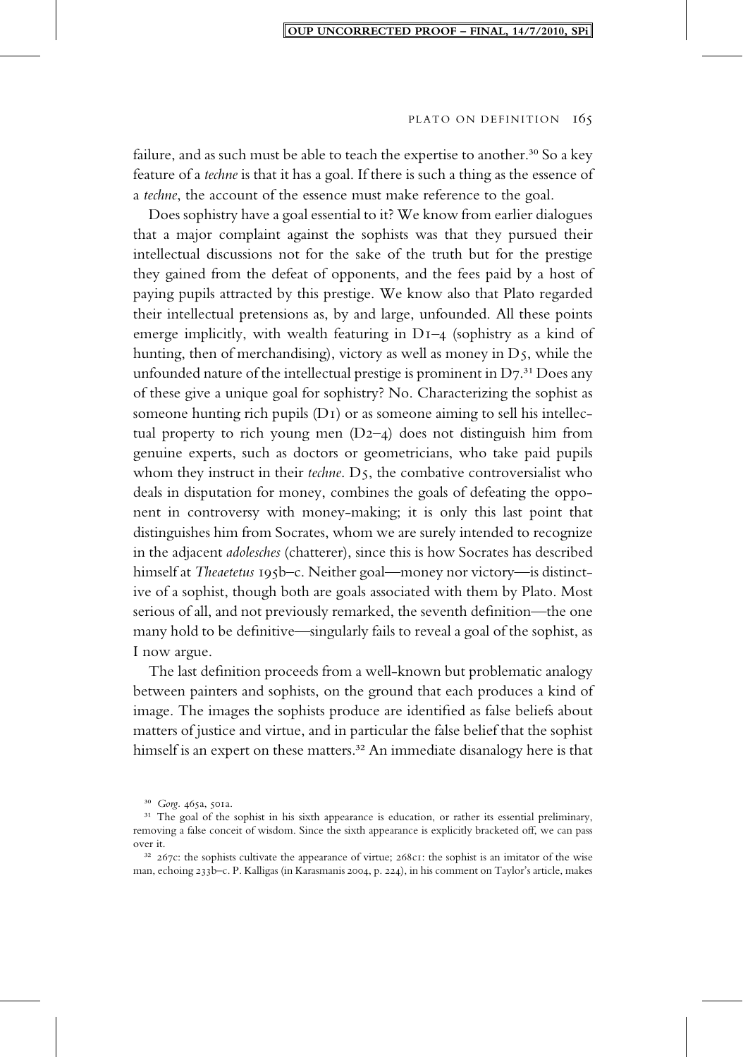failure, and as such must be able to teach the expertise to another.[30] So a key feature of a *techne* is that it has a goal. If there is such a thing as the essence of a *techne*, the account of the essence must make reference to the goal.

Does sophistry have a goal essential to it? We know from earlier dialogues that a major complaint against the sophists was that they pursued their intellectual discussions not for the sake of the truth but for the prestige they gained from the defeat of opponents, and the fees paid by a host of paying pupils attracted by this prestige. We know also that Plato regarded their intellectual pretensions as, by and large, unfounded. All these points emerge implicitly, with wealth featuring in D1–4 (sophistry as a kind of hunting, then of merchandising), victory as well as money in D5, while the unfounded nature of the intellectual prestige is prominent in D7.[31] Does any of these give a unique goal for sophistry? No. Characterizing the sophist as someone hunting rich pupils (D1) or as someone aiming to sell his intellectual property to rich young men (D2–4) does not distinguish him from genuine experts, such as doctors or geometricians, who take paid pupils whom they instruct in their *techne*. D5, the combative controversialist who deals in disputation for money, combines the goals of defeating the opponent in controversy with money-making; it is only this last point that distinguishes him from Socrates, whom we are surely intended to recognize in the adjacent *adolesches* (chatterer), since this is how Socrates has described himself at *Theaetetus* 195b–c. Neither goal—money nor victory—is distinctive of a sophist, though both are goals associated with them by Plato. Most serious of all, and not previously remarked, the seventh definition—the one many hold to be definitive—singularly fails to reveal a goal of the sophist, as I now argue.

The last definition proceeds from a well-known but problematic analogy between painters and sophists, on the ground that each produces a kind of image. The images the sophists produce are identified as false beliefs about matters of justice and virtue, and in particular the false belief that the sophist himself is an expert on these matters.[32] An immediate disanalogy here is that

[30] *Gorg.* 465a, 501a.

[31] The goal of the sophist in his sixth appearance is education, or rather its essential preliminary, removing a false conceit of wisdom. Since the sixth appearance is explicitly bracketed off, we can pass over it.

[32] 267c: the sophists cultivate the appearance of virtue; 268c1: the sophist is an imitator of the wise man, echoing 233b–c. P. Kalligas (in Karasmanis 2004, p. 224), in his comment on Taylor's article, makes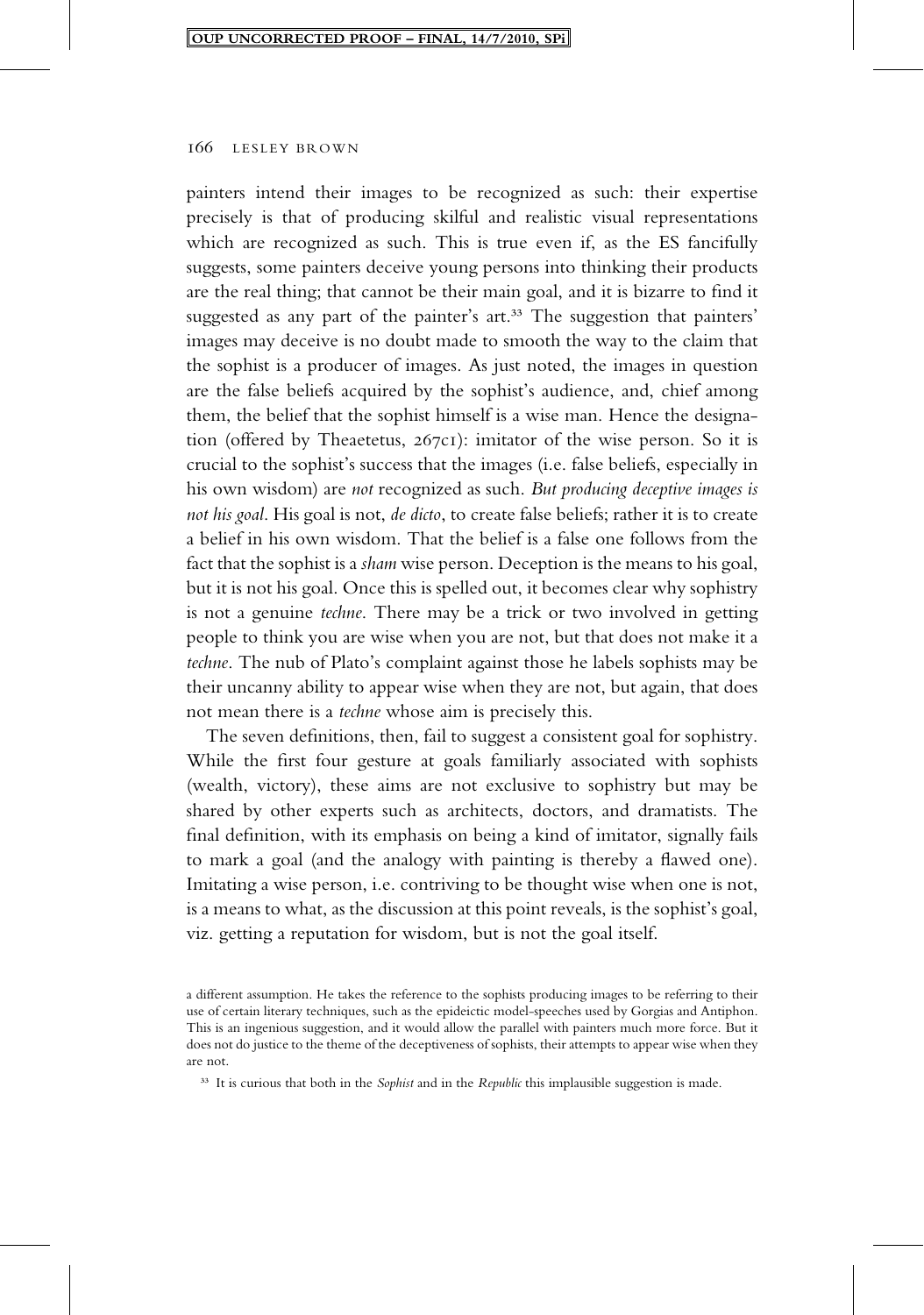painters intend their images to be recognized as such: their expertise precisely is that of producing skilful and realistic visual representations which are recognized as such. This is true even if, as the ES fancifully suggests, some painters deceive young persons into thinking their products are the real thing; that cannot be their main goal, and it is bizarre to find it suggested as any part of the painter's art.[33] The suggestion that painters' images may deceive is no doubt made to smooth the way to the claim that the sophist is a producer of images. As just noted, the images in question are the false beliefs acquired by the sophist's audience, and, chief among them, the belief that the sophist himself is a wise man. Hence the designation (offered by Theaetetus, 267c1): imitator of the wise person. So it is crucial to the sophist's success that the images (i.e. false beliefs, especially in his own wisdom) are *not* recognized as such. *But producing deceptive images is not his goal*. His goal is not, *de dicto*, to create false beliefs; rather it is to create a belief in his own wisdom. That the belief is a false one follows from the fact that the sophist is a *sham* wise person. Deception is the means to his goal, but it is not his goal. Once this is spelled out, it becomes clear why sophistry is not a genuine *techne*. There may be a trick or two involved in getting people to think you are wise when you are not, but that does not make it a *techne*. The nub of Plato's complaint against those he labels sophists may be their uncanny ability to appear wise when they are not, but again, that does not mean there is a *techne* whose aim is precisely this.

The seven definitions, then, fail to suggest a consistent goal for sophistry. While the first four gesture at goals familiarly associated with sophists (wealth, victory), these aims are not exclusive to sophistry but may be shared by other experts such as architects, doctors, and dramatists. The final definition, with its emphasis on being a kind of imitator, signally fails to mark a goal (and the analogy with painting is thereby a flawed one). Imitating a wise person, i.e. contriving to be thought wise when one is not, is a means to what, as the discussion at this point reveals, is the sophist's goal, viz. getting a reputation for wisdom, but is not the goal itself.

a different assumption. He takes the reference to the sophists producing images to be referring to their use of certain literary techniques, such as the epideictic model-speeches used by Gorgias and Antiphon. This is an ingenious suggestion, and it would allow the parallel with painters much more force. But it does not do justice to the theme of the deceptiveness of sophists, their attempts to appear wise when they are not.

[33] It is curious that both in the *Sophist* and in the *Republic* this implausible suggestion is made.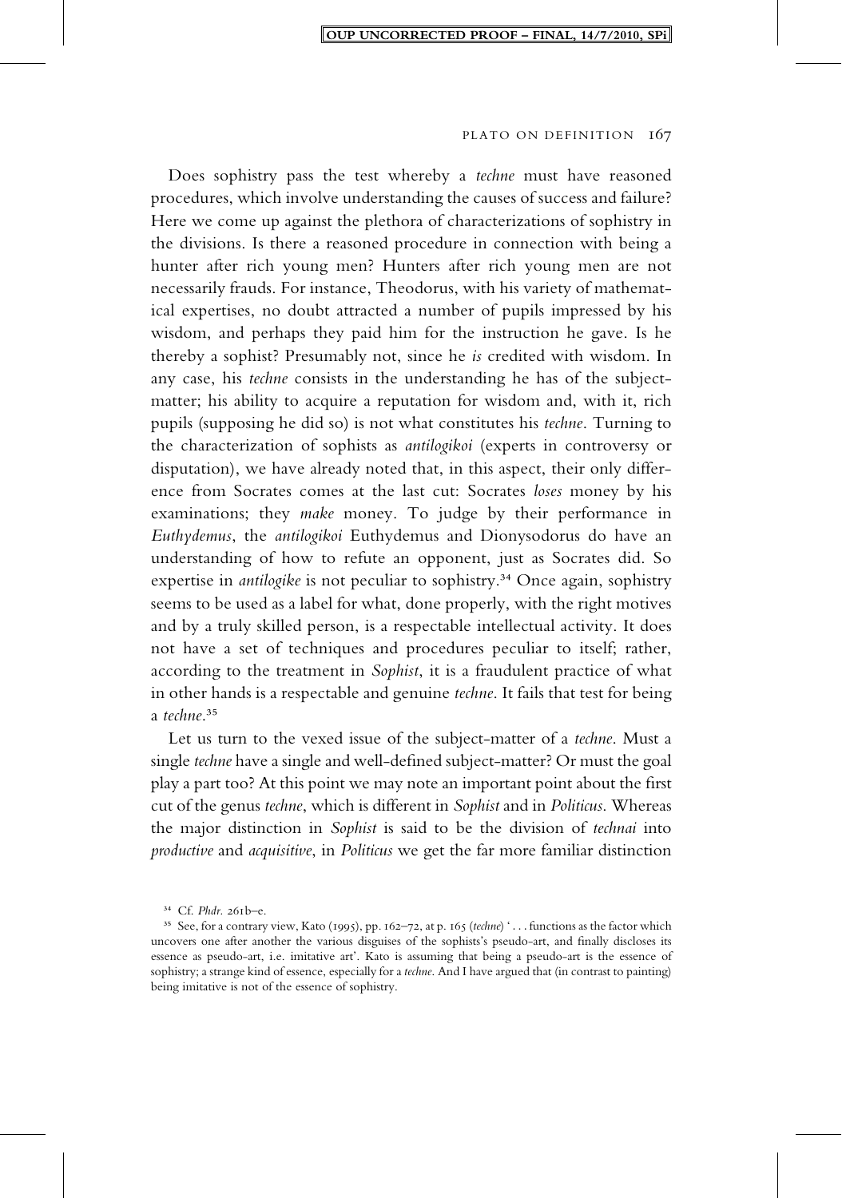Does sophistry pass the test whereby a *techne* must have reasoned procedures, which involve understanding the causes of success and failure? Here we come up against the plethora of characterizations of sophistry in the divisions. Is there a reasoned procedure in connection with being a hunter after rich young men? Hunters after rich young men are not necessarily frauds. For instance, Theodorus, with his variety of mathematical expertises, no doubt attracted a number of pupils impressed by his wisdom, and perhaps they paid him for the instruction he gave. Is he thereby a sophist? Presumably not, since he *is* credited with wisdom. In any case, his *techne* consists in the understanding he has of the subject-matter; his ability to acquire a reputation for wisdom and, with it, rich pupils (supposing he did so) is not what constitutes his *techne*. Turning to the characterization of sophists as *antilogikoi* (experts in controversy or disputation), we have already noted that, in this aspect, their only difference from Socrates comes at the last cut: Socrates *loses* money by his examinations; they *make* money. To judge by their performance in *Euthydemus*, the *antilogikoi* Euthydemus and Dionysodorus do have an understanding of how to refute an opponent, just as Socrates did. So expertise in *antilogike* is not peculiar to sophistry.[34] Once again, sophistry seems to be used as a label for what, done properly, with the right motives and by a truly skilled person, is a respectable intellectual activity. It does not have a set of techniques and procedures peculiar to itself; rather, according to the treatment in *Sophist*, it is a fraudulent practice of what in other hands is a respectable and genuine *techne*. It fails that test for being a *techne*.[35]

Let us turn to the vexed issue of the subject-matter of a *techne*. Must a single *techne* have a single and well-defined subject-matter? Or must the goal play a part too? At this point we may note an important point about the first cut of the genus *techne*, which is different in *Sophist* and in *Politicus*. Whereas the major distinction in *Sophist* is said to be the division of *technai* into *productive* and *acquisitive*, in *Politicus* we get the far more familiar distinction

[34] Cf. *Phdr.* 261b–e.

[35] See, for a contrary view, Kato (1995), pp. 162–72, at p. 165 (*techne*) '... functions as the factor which uncovers one after another the various disguises of the sophists's pseudo-art, and finally discloses its essence as pseudo-art, i.e. imitative art'. Kato is assuming that being a pseudo-art is the essence of sophistry; a strange kind of essence, especially for a *techne*. And I have argued that (in contrast to painting) being imitative is not of the essence of sophistry.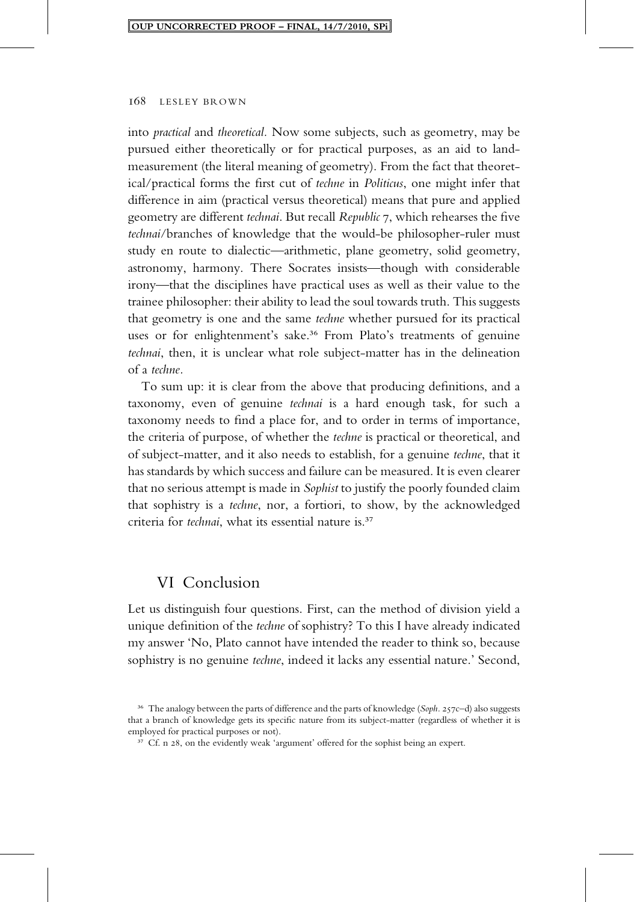into *practical* and *theoretical*. Now some subjects, such as geometry, may be pursued either theoretically or for practical purposes, as an aid to land-measurement (the literal meaning of geometry). From the fact that theoretical/practical forms the first cut of *techne* in *Politicus*, one might infer that difference in aim (practical versus theoretical) means that pure and applied geometry are different *technai*. But recall *Republic* 7, which rehearses the five *technai*/branches of knowledge that the would-be philosopher-ruler must study en route to dialectic—arithmetic, plane geometry, solid geometry, astronomy, harmony. There Socrates insists—though with considerable irony—that the disciplines have practical uses as well as their value to the trainee philosopher: their ability to lead the soul towards truth. This suggests that geometry is one and the same *techne* whether pursued for its practical uses or for enlightenment's sake.[36] From Plato's treatments of genuine *technai*, then, it is unclear what role subject-matter has in the delineation of a *techne*.

To sum up: it is clear from the above that producing definitions, and a taxonomy, even of genuine *technai* is a hard enough task, for such a taxonomy needs to find a place for, and to order in terms of importance, the criteria of purpose, of whether the *techne* is practical or theoretical, and of subject-matter, and it also needs to establish, for a genuine *techne*, that it has standards by which success and failure can be measured. It is even clearer that no serious attempt is made in *Sophist* to justify the poorly founded claim that sophistry is a *techne*, nor, a fortiori, to show, by the acknowledged criteria for *technai*, what its essential nature is.[37]

## VI Conclusion

Let us distinguish four questions. First, can the method of division yield a unique definition of the *techne* of sophistry? To this I have already indicated my answer 'No, Plato cannot have intended the reader to think so, because sophistry is no genuine *techne*, indeed it lacks any essential nature.' Second,

[36] The analogy between the parts of difference and the parts of knowledge (*Soph.* 257c–d) also suggests that a branch of knowledge gets its specific nature from its subject-matter (regardless of whether it is employed for practical purposes or not).

[37] Cf. n 28, on the evidently weak 'argument' offered for the sophist being an expert.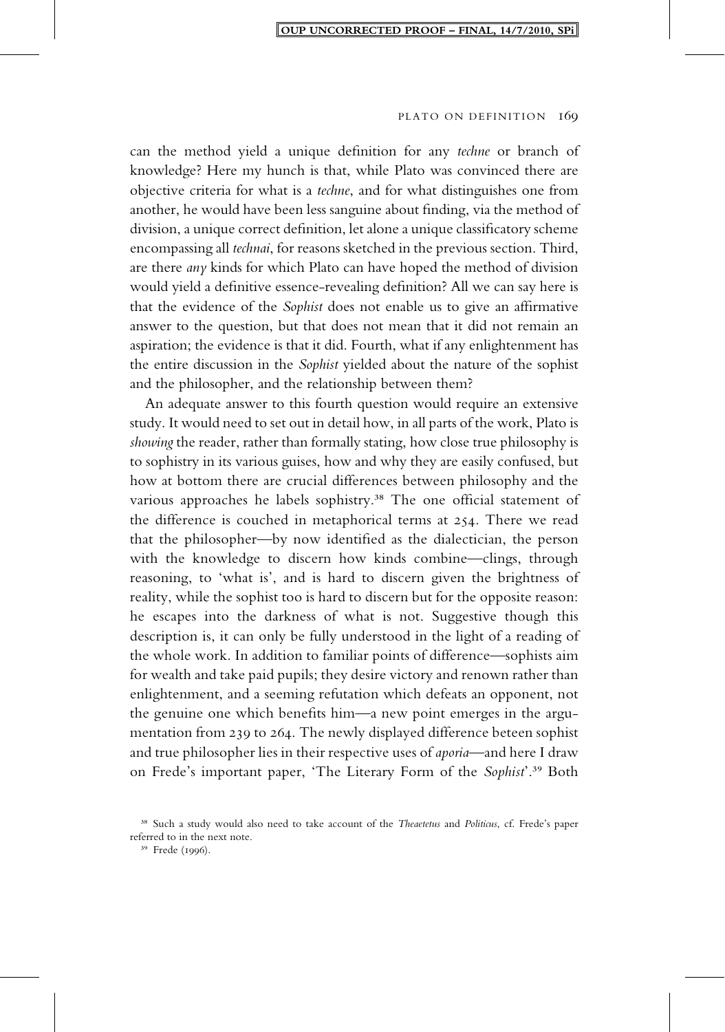can the method yield a unique definition for any *techne* or branch of knowledge? Here my hunch is that, while Plato was convinced there are objective criteria for what is a *techne*, and for what distinguishes one from another, he would have been less sanguine about finding, via the method of division, a unique correct definition, let alone a unique classificatory scheme encompassing all *technai*, for reasons sketched in the previous section. Third, are there *any* kinds for which Plato can have hoped the method of division would yield a definitive essence-revealing definition? All we can say here is that the evidence of the *Sophist* does not enable us to give an affirmative answer to the question, but that does not mean that it did not remain an aspiration; the evidence is that it did. Fourth, what if any enlightenment has the entire discussion in the *Sophist* yielded about the nature of the sophist and the philosopher, and the relationship between them?

An adequate answer to this fourth question would require an extensive study. It would need to set out in detail how, in all parts of the work, Plato is *showing* the reader, rather than formally stating, how close true philosophy is to sophistry in its various guises, how and why they are easily confused, but how at bottom there are crucial differences between philosophy and the various approaches he labels sophistry.[38] The one official statement of the difference is couched in metaphorical terms at 254. There we read that the philosopher—by now identified as the dialectician, the person with the knowledge to discern how kinds combine—clings, through reasoning, to 'what is', and is hard to discern given the brightness of reality, while the sophist too is hard to discern but for the opposite reason: he escapes into the darkness of what is not. Suggestive though this description is, it can only be fully understood in the light of a reading of the whole work. In addition to familiar points of difference—sophists aim for wealth and take paid pupils; they desire victory and renown rather than enlightenment, and a seeming refutation which defeats an opponent, not the genuine one which benefits him—a new point emerges in the argumentation from 239 to 264. The newly displayed difference beteen sophist and true philosopher lies in their respective uses of *aporia*—and here I draw on Frede's important paper, 'The Literary Form of the *Sophist*'.[39] Both

[38] Such a study would also need to take account of the *Theaetetus* and *Politicus*, cf. Frede's paper referred to in the next note.

[39] Frede (1996).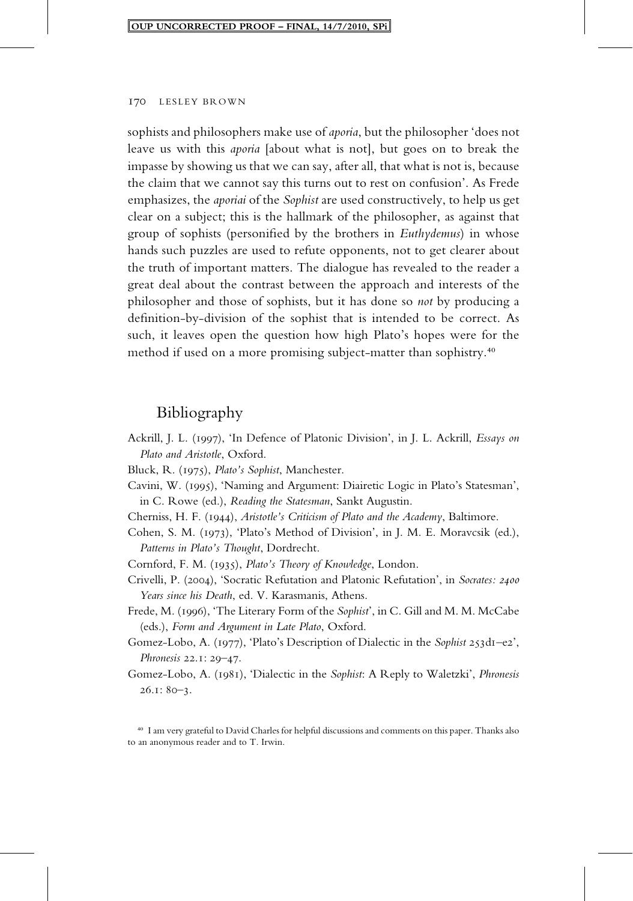sophists and philosophers make use of *aporia*, but the philosopher 'does not leave us with this *aporia* [about what is not], but goes on to break the impasse by showing us that we can say, after all, that what is not is, because the claim that we cannot say this turns out to rest on confusion'. As Frede emphasizes, the *aporiai* of the *Sophist* are used constructively, to help us get clear on a subject; this is the hallmark of the philosopher, as against that group of sophists (personified by the brothers in *Euthydemus*) in whose hands such puzzles are used to refute opponents, not to get clearer about the truth of important matters. The dialogue has revealed to the reader a great deal about the contrast between the approach and interests of the philosopher and those of sophists, but it has done so *not* by producing a definition-by-division of the sophist that is intended to be correct. As such, it leaves open the question how high Plato's hopes were for the method if used on a more promising subject-matter than sophistry.[40]

## Bibliography

Ackrill, J. L. (1997), 'In Defence of Platonic Division', in J. L. Ackrill, *Essays on Plato and Aristotle*, Oxford.

Bluck, R. (1975), *Plato's Sophist*, Manchester.

Cavini, W. (1995), 'Naming and Argument: Diairetic Logic in Plato's Statesman', in C. Rowe (ed.), *Reading the Statesman*, Sankt Augustin.

Cherniss, H. F. (1944), *Aristotle's Criticism of Plato and the Academy*, Baltimore.

Cohen, S. M. (1973), 'Plato's Method of Division', in J. M. E. Moravcsik (ed.), *Patterns in Plato's Thought*, Dordrecht.

Cornford, F. M. (1935), *Plato's Theory of Knowledge*, London.

Crivelli, P. (2004), 'Socratic Refutation and Platonic Refutation', in *Socrates: 2400 Years since his Death*, ed. V. Karasmanis, Athens.

Frede, M. (1996), 'The Literary Form of the *Sophist*', in C. Gill and M. M. McCabe (eds.), *Form and Argument in Late Plato*, Oxford.

Gomez-Lobo, A. (1977), 'Plato's Description of Dialectic in the *Sophist* 253d1–e2', *Phronesis* 22.1: 29–47.

Gomez-Lobo, A. (1981), 'Dialectic in the *Sophist*: A Reply to Waletzki', *Phronesis* 26.1: 80–3.

[40] I am very grateful to David Charles for helpful discussions and comments on this paper. Thanks also to an anonymous reader and to T. Irwin.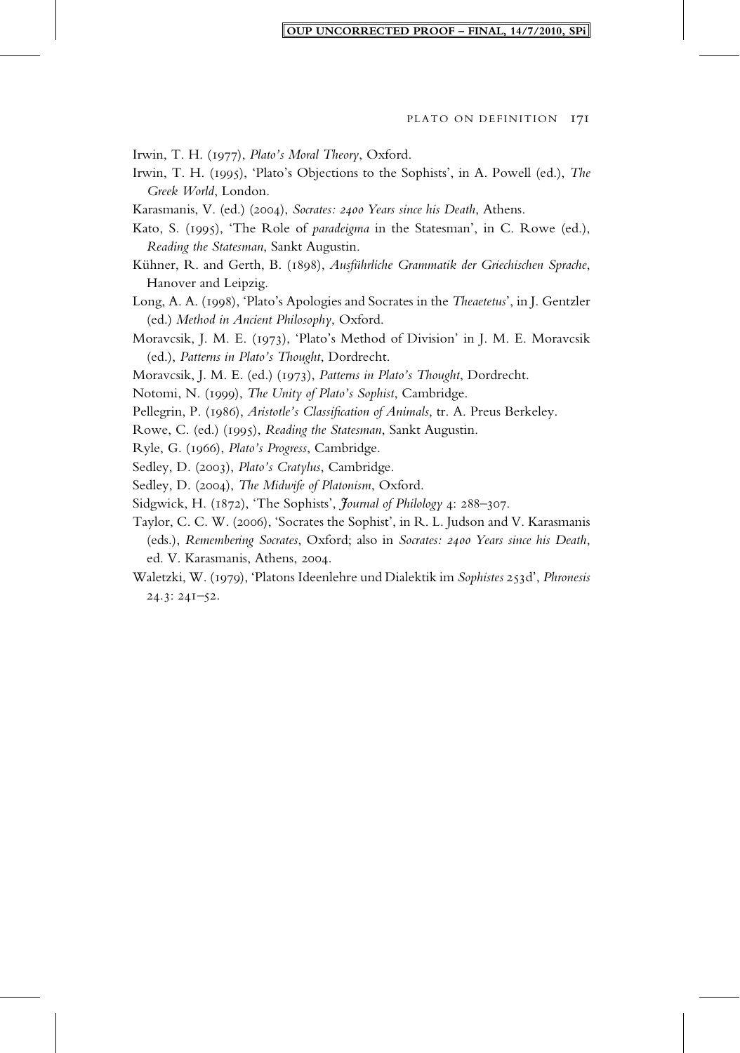Irwin, T. H. (1977), *Plato's Moral Theory*, Oxford.

Irwin, T. H. (1995), 'Plato's Objections to the Sophists', in A. Powell (ed.), *The Greek World*, London.

Karasmanis, V. (ed.) (2004), *Socrates: 2400 Years since his Death*, Athens.

Kato, S. (1995), 'The Role of *paradeigma* in the Statesman', in C. Rowe (ed.), *Reading the Statesman*, Sankt Augustin.

Kühner, R. and Gerth, B. (1898), *Ausführliche Grammatik der Griechischen Sprache*, Hanover and Leipzig.

Long, A. A. (1998), 'Plato's Apologies and Socrates in the *Theaetetus*', in J. Gentzler (ed.) *Method in Ancient Philosophy*, Oxford.

Moravcsik, J. M. E. (1973), 'Plato's Method of Division' in J. M. E. Moravcsik (ed.), *Patterns in Plato's Thought*, Dordrecht.

Moravcsik, J. M. E. (ed.) (1973), *Patterns in Plato's Thought*, Dordrecht.

Notomi, N. (1999), *The Unity of Plato's Sophist*, Cambridge.

Pellegrin, P. (1986), *Aristotle's Classification of Animals*, tr. A. Preus Berkeley.

Rowe, C. (ed.) (1995), *Reading the Statesman*, Sankt Augustin.

Ryle, G. (1966), *Plato's Progress*, Cambridge.

Sedley, D. (2003), *Plato's Cratylus*, Cambridge.

Sedley, D. (2004), *The Midwife of Platonism*, Oxford.

Sidgwick, H. (1872), 'The Sophists', *Journal of Philology* 4: 288–307.

Taylor, C. C. W. (2006), 'Socrates the Sophist', in R. L. Judson and V. Karasmanis (eds.), *Remembering Socrates*, Oxford; also in *Socrates: 2400 Years since his Death*, ed. V. Karasmanis, Athens, 2004.

Waletzki, W. (1979), 'Platons Ideenlehre und Dialektik im *Sophistes* 253d', *Phronesis* 24.3: 241–52.